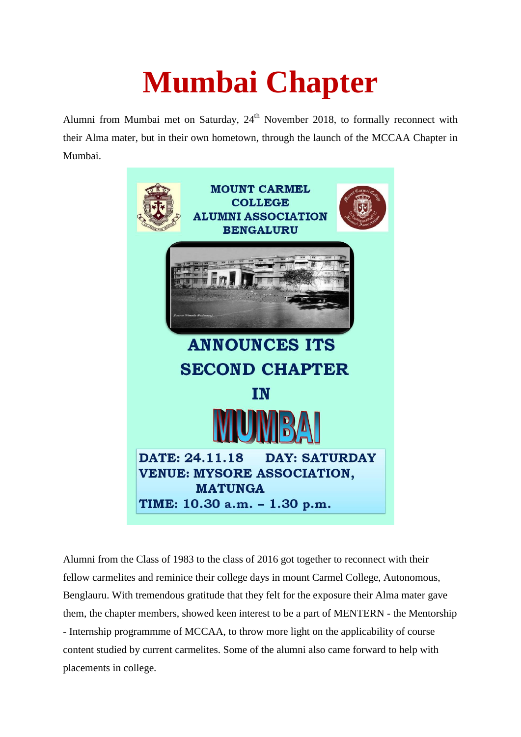# Mumbai Chapter

Alumni from Mumbai met on Saturday, 24th November 2018, to formally reconnect with their Alma mater, but in their own hometown, through the launch of the MCCAA Chapter in Mumbai.

MOUNT CARMEL COLLEGE ALUMNI ASSOCIATION BENGALURU

ANNOUNCES ITS SECOND CHAPTER IN MUMBAI

DATE: 24.11.18 DAY: SATURDAY
VENUE: MYSORE ASSOCIATION, MATUNGA
TIME: 10.30 a.m. – 1.30 p.m.

Alumni from the Class of 1983 to the class of 2016 got together to reconnect with their fellow carmelites and reminice their college days in mount Carmel College, Autonomous, Benglauru. With tremendous gratitude that they felt for the exposure their Alma mater gave them, the chapter members, showed keen interest to be a part of MENTERN - the Mentorship - Internship programmme of MCCAA, to throw more light on the applicability of course content studied by current carmelites. Some of the alumni also came forward to help with placements in college.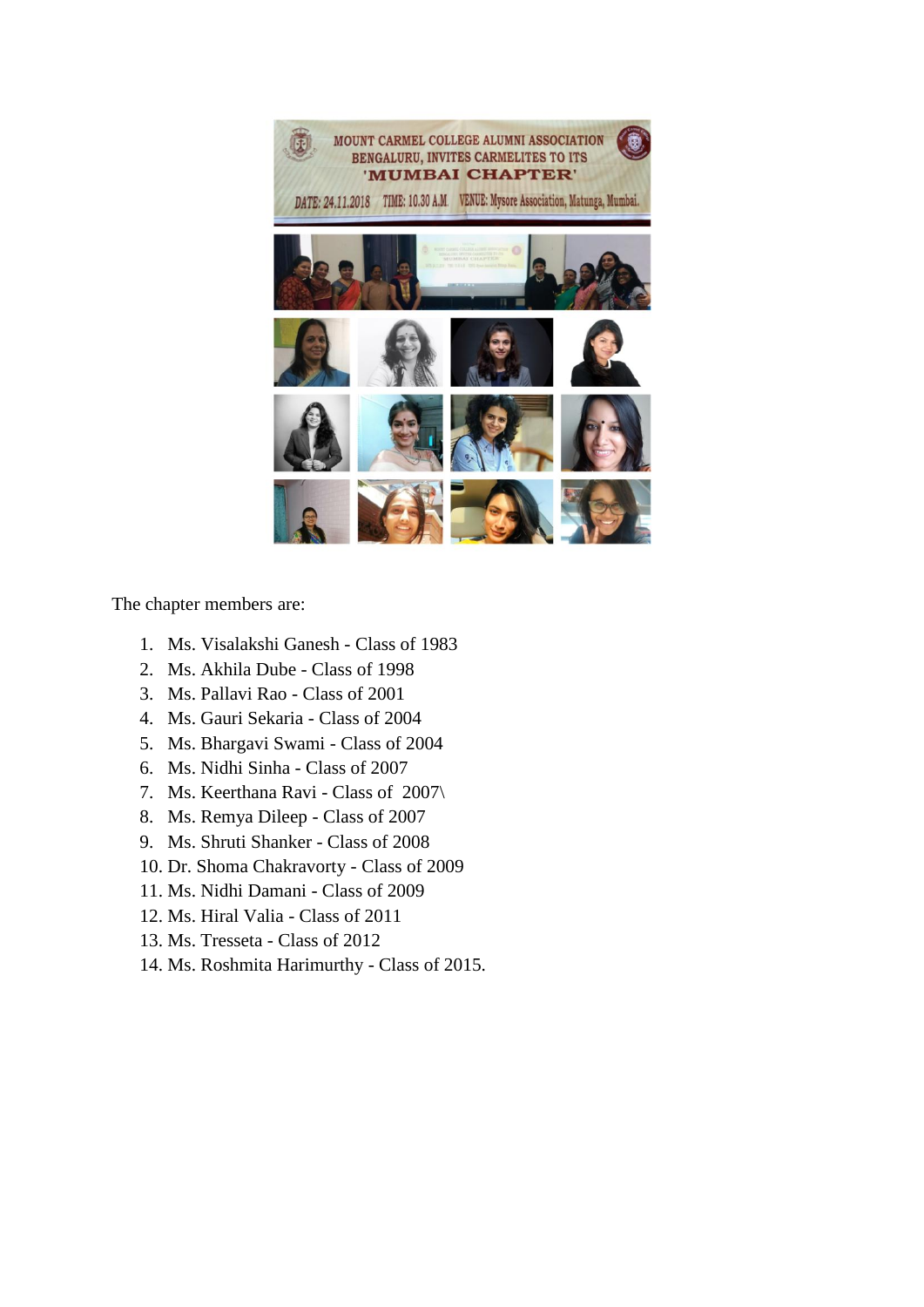The chapter members are:

1. Ms. Visalakshi Ganesh - Class of 1983
2. Ms. Akhila Dube - Class of 1998
3. Ms. Pallavi Rao - Class of 2001
4. Ms. Gauri Sekaria - Class of 2004
5. Ms. Bhargavi Swami - Class of 2004
6. Ms. Nidhi Sinha - Class of 2007
7. Ms. Keerthana Ravi - Class of 2007\
8. Ms. Remya Dileep - Class of 2007
9. Ms. Shruti Shanker - Class of 2008
10. Dr. Shoma Chakravorty - Class of 2009
11. Ms. Nidhi Damani - Class of 2009
12. Ms. Hiral Valia - Class of 2011
13. Ms. Tresseta - Class of 2012
14. Ms. Roshmita Harimurthy - Class of 2015.